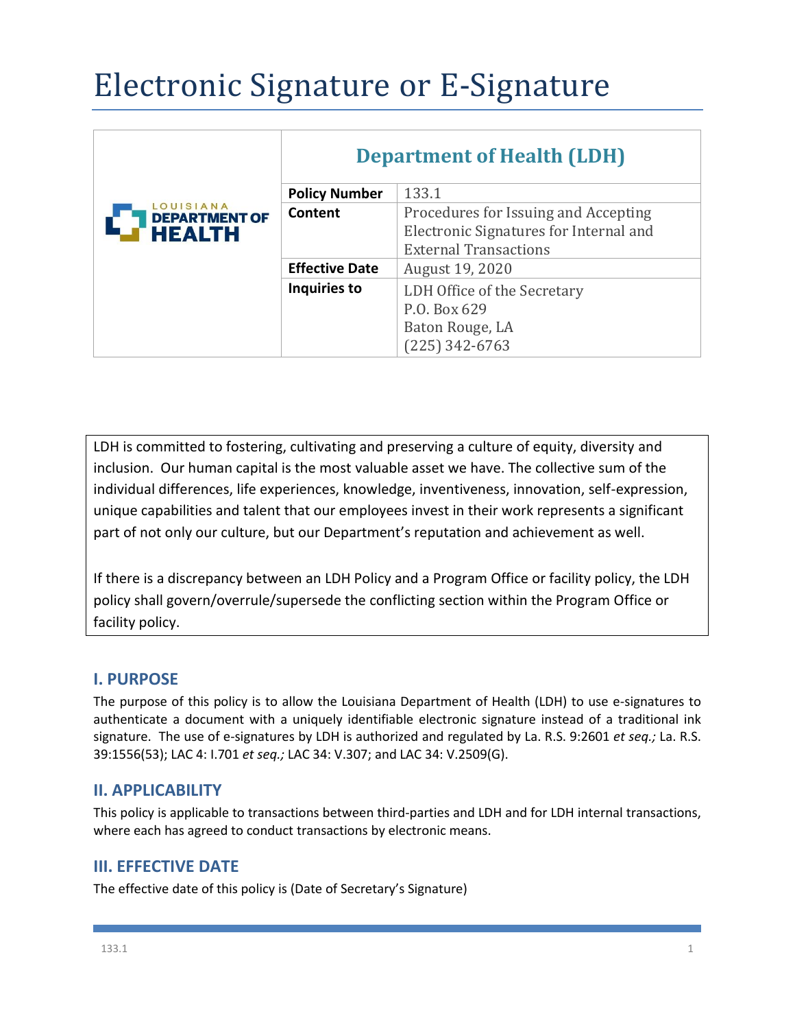# Electronic Signature or E-Signature

| LOUISIANA DEPARTMENT OF HEALTH | Department of Health (LDH) | |
|---|---|---|
| | **Policy Number** | 133.1 |
| | **Content** | Procedures for Issuing and Accepting Electronic Signatures for Internal and External Transactions |
| | **Effective Date** | August 19, 2020 |
| | **Inquiries to** | LDH Office of the Secretary<br>P.O. Box 629<br>Baton Rouge, LA<br>(225) 342-6763 |

LDH is committed to fostering, cultivating and preserving a culture of equity, diversity and inclusion. Our human capital is the most valuable asset we have. The collective sum of the individual differences, life experiences, knowledge, inventiveness, innovation, self-expression, unique capabilities and talent that our employees invest in their work represents a significant part of not only our culture, but our Department's reputation and achievement as well.

If there is a discrepancy between an LDH Policy and a Program Office or facility policy, the LDH policy shall govern/overrule/supersede the conflicting section within the Program Office or facility policy.

## I. PURPOSE

The purpose of this policy is to allow the Louisiana Department of Health (LDH) to use e-signatures to authenticate a document with a uniquely identifiable electronic signature instead of a traditional ink signature. The use of e-signatures by LDH is authorized and regulated by La. R.S. 9:2601 *et seq.;* La. R.S. 39:1556(53); LAC 4: I.701 *et seq.;* LAC 34: V.307; and LAC 34: V.2509(G).

## II. APPLICABILITY

This policy is applicable to transactions between third-parties and LDH and for LDH internal transactions, where each has agreed to conduct transactions by electronic means.

## III. EFFECTIVE DATE

The effective date of this policy is (Date of Secretary's Signature)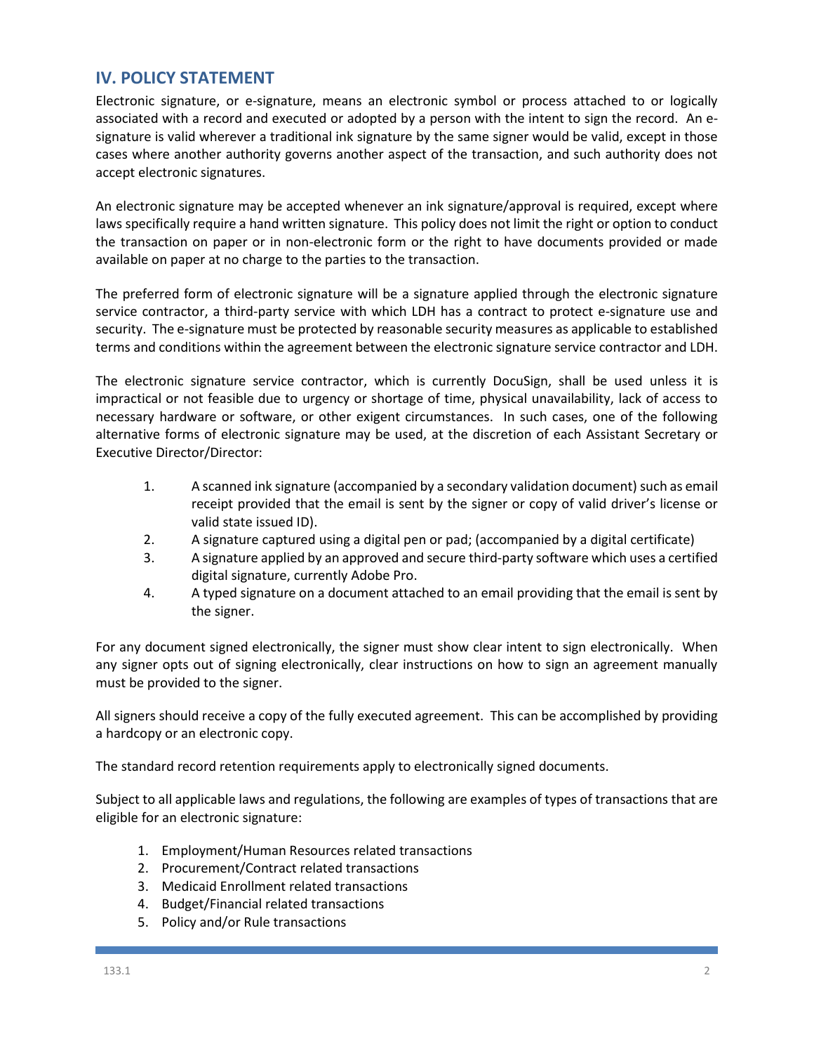## IV. POLICY STATEMENT

Electronic signature, or e-signature, means an electronic symbol or process attached to or logically associated with a record and executed or adopted by a person with the intent to sign the record. An e-signature is valid wherever a traditional ink signature by the same signer would be valid, except in those cases where another authority governs another aspect of the transaction, and such authority does not accept electronic signatures.

An electronic signature may be accepted whenever an ink signature/approval is required, except where laws specifically require a hand written signature. This policy does not limit the right or option to conduct the transaction on paper or in non-electronic form or the right to have documents provided or made available on paper at no charge to the parties to the transaction.

The preferred form of electronic signature will be a signature applied through the electronic signature service contractor, a third-party service with which LDH has a contract to protect e-signature use and security. The e-signature must be protected by reasonable security measures as applicable to established terms and conditions within the agreement between the electronic signature service contractor and LDH.

The electronic signature service contractor, which is currently DocuSign, shall be used unless it is impractical or not feasible due to urgency or shortage of time, physical unavailability, lack of access to necessary hardware or software, or other exigent circumstances. In such cases, one of the following alternative forms of electronic signature may be used, at the discretion of each Assistant Secretary or Executive Director/Director:

1. A scanned ink signature (accompanied by a secondary validation document) such as email receipt provided that the email is sent by the signer or copy of valid driver's license or valid state issued ID).
2. A signature captured using a digital pen or pad; (accompanied by a digital certificate)
3. A signature applied by an approved and secure third-party software which uses a certified digital signature, currently Adobe Pro.
4. A typed signature on a document attached to an email providing that the email is sent by the signer.

For any document signed electronically, the signer must show clear intent to sign electronically. When any signer opts out of signing electronically, clear instructions on how to sign an agreement manually must be provided to the signer.

All signers should receive a copy of the fully executed agreement. This can be accomplished by providing a hardcopy or an electronic copy.

The standard record retention requirements apply to electronically signed documents.

Subject to all applicable laws and regulations, the following are examples of types of transactions that are eligible for an electronic signature:

1. Employment/Human Resources related transactions
2. Procurement/Contract related transactions
3. Medicaid Enrollment related transactions
4. Budget/Financial related transactions
5. Policy and/or Rule transactions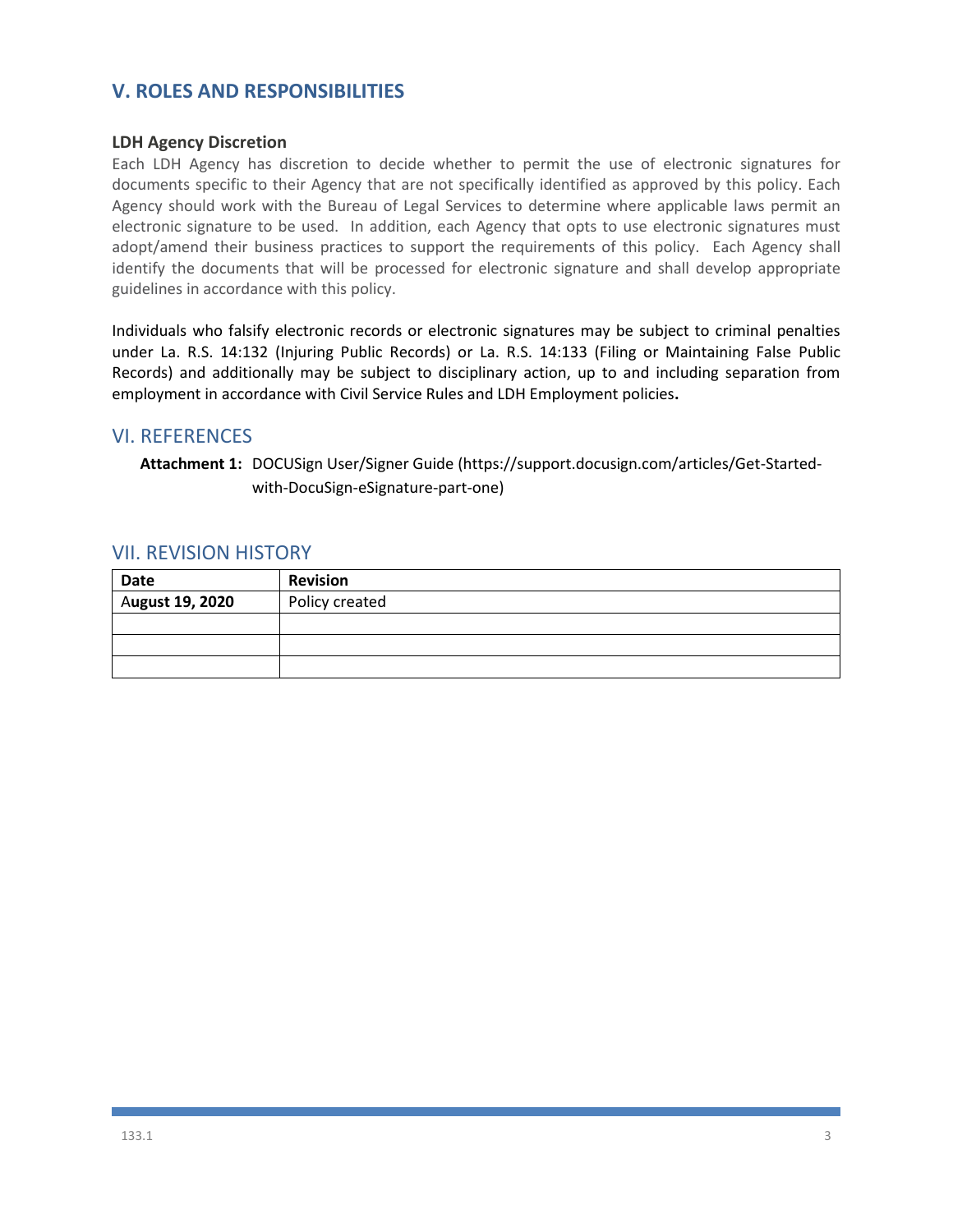## V. ROLES AND RESPONSIBILITIES

**LDH Agency Discretion**

Each LDH Agency has discretion to decide whether to permit the use of electronic signatures for documents specific to their Agency that are not specifically identified as approved by this policy. Each Agency should work with the Bureau of Legal Services to determine where applicable laws permit an electronic signature to be used. In addition, each Agency that opts to use electronic signatures must adopt/amend their business practices to support the requirements of this policy. Each Agency shall identify the documents that will be processed for electronic signature and shall develop appropriate guidelines in accordance with this policy.

Individuals who falsify electronic records or electronic signatures may be subject to criminal penalties under La. R.S. 14:132 (Injuring Public Records) or La. R.S. 14:133 (Filing or Maintaining False Public Records) and additionally may be subject to disciplinary action, up to and including separation from employment in accordance with Civil Service Rules and LDH Employment policies**.**

## VI. REFERENCES

**Attachment 1:** DOCUSign User/Signer Guide (https://support.docusign.com/articles/Get-Started-with-DocuSign-eSignature-part-one)

## VII. REVISION HISTORY

| Date | Revision |
|---|---|
| **August 19, 2020** | Policy created |
| | |
| | |
| | |